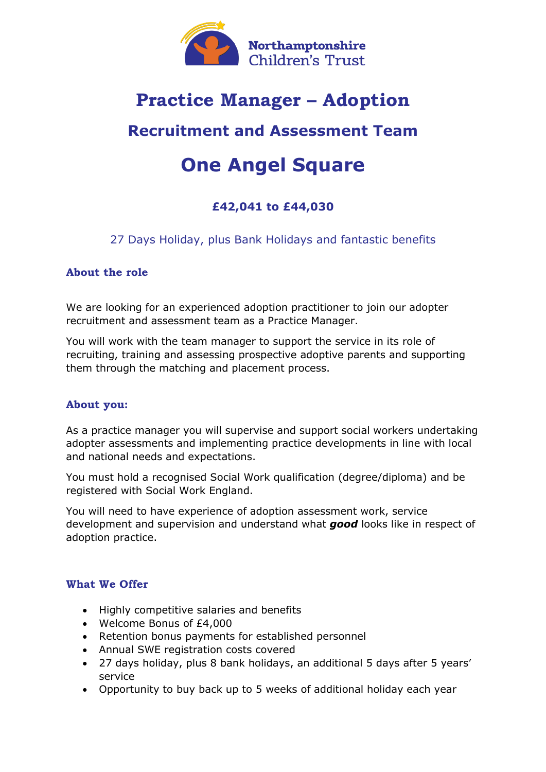Northamptonshire Children's Trust

# Practice Manager – Adoption

## Recruitment and Assessment Team

# One Angel Square

### £42,041 to £44,030

27 Days Holiday, plus Bank Holidays and fantastic benefits

### About the role

We are looking for an experienced adoption practitioner to join our adopter recruitment and assessment team as a Practice Manager.

You will work with the team manager to support the service in its role of recruiting, training and assessing prospective adoptive parents and supporting them through the matching and placement process.

### About you:

As a practice manager you will supervise and support social workers undertaking adopter assessments and implementing practice developments in line with local and national needs and expectations.

You must hold a recognised Social Work qualification (degree/diploma) and be registered with Social Work England.

You will need to have experience of adoption assessment work, service development and supervision and understand what ***good*** looks like in respect of adoption practice.

### What We Offer

- Highly competitive salaries and benefits
- Welcome Bonus of £4,000
- Retention bonus payments for established personnel
- Annual SWE registration costs covered
- 27 days holiday, plus 8 bank holidays, an additional 5 days after 5 years' service
- Opportunity to buy back up to 5 weeks of additional holiday each year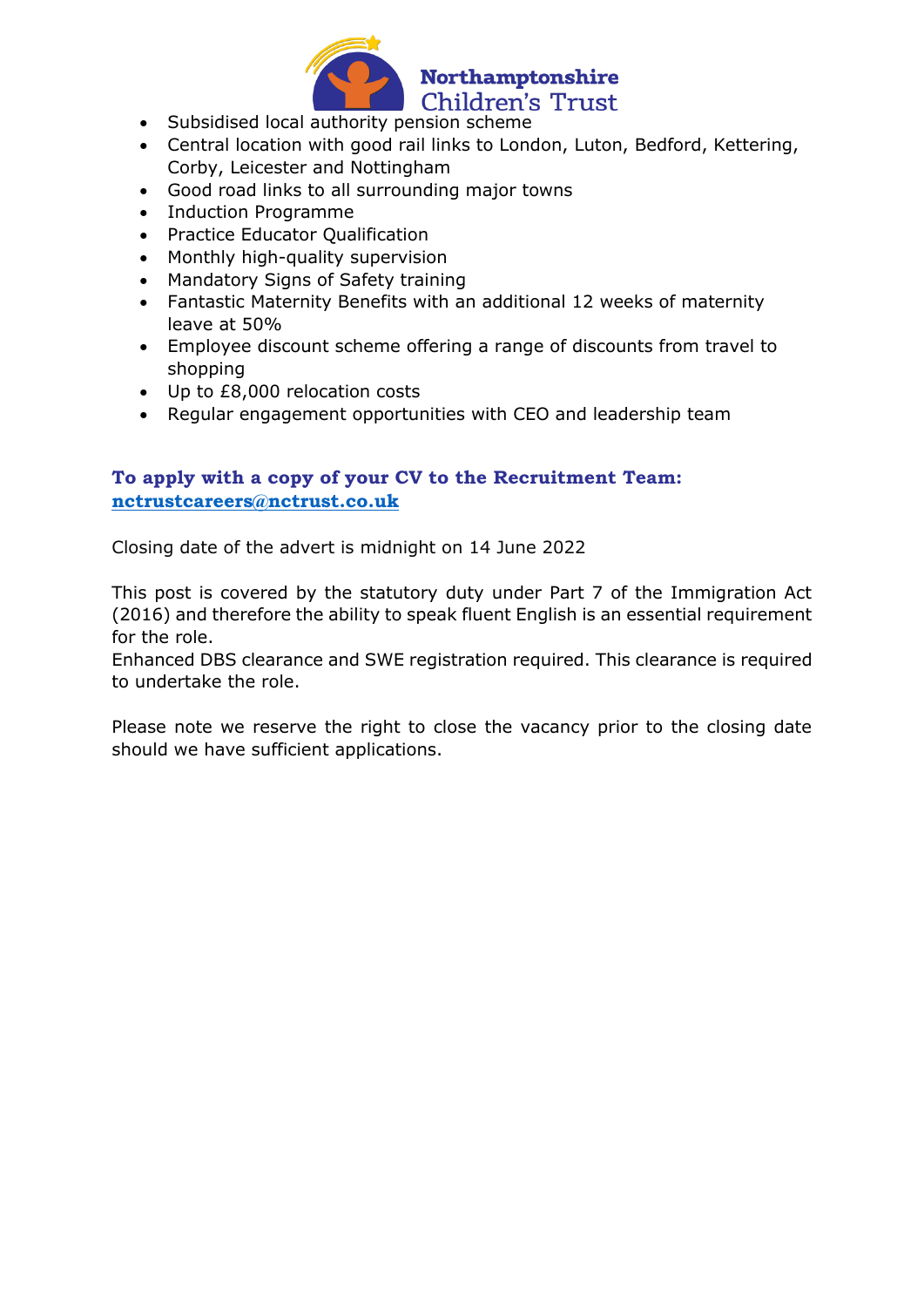- Subsidised local authority pension scheme
- Central location with good rail links to London, Luton, Bedford, Kettering, Corby, Leicester and Nottingham
- Good road links to all surrounding major towns
- Induction Programme
- Practice Educator Qualification
- Monthly high-quality supervision
- Mandatory Signs of Safety training
- Fantastic Maternity Benefits with an additional 12 weeks of maternity leave at 50%
- Employee discount scheme offering a range of discounts from travel to shopping
- Up to £8,000 relocation costs
- Regular engagement opportunities with CEO and leadership team

**To apply with a copy of your CV to the Recruitment Team:**
**nctrustcareers@nctrust.co.uk**

Closing date of the advert is midnight on 14 June 2022

This post is covered by the statutory duty under Part 7 of the Immigration Act (2016) and therefore the ability to speak fluent English is an essential requirement for the role.
Enhanced DBS clearance and SWE registration required. This clearance is required to undertake the role.

Please note we reserve the right to close the vacancy prior to the closing date should we have sufficient applications.